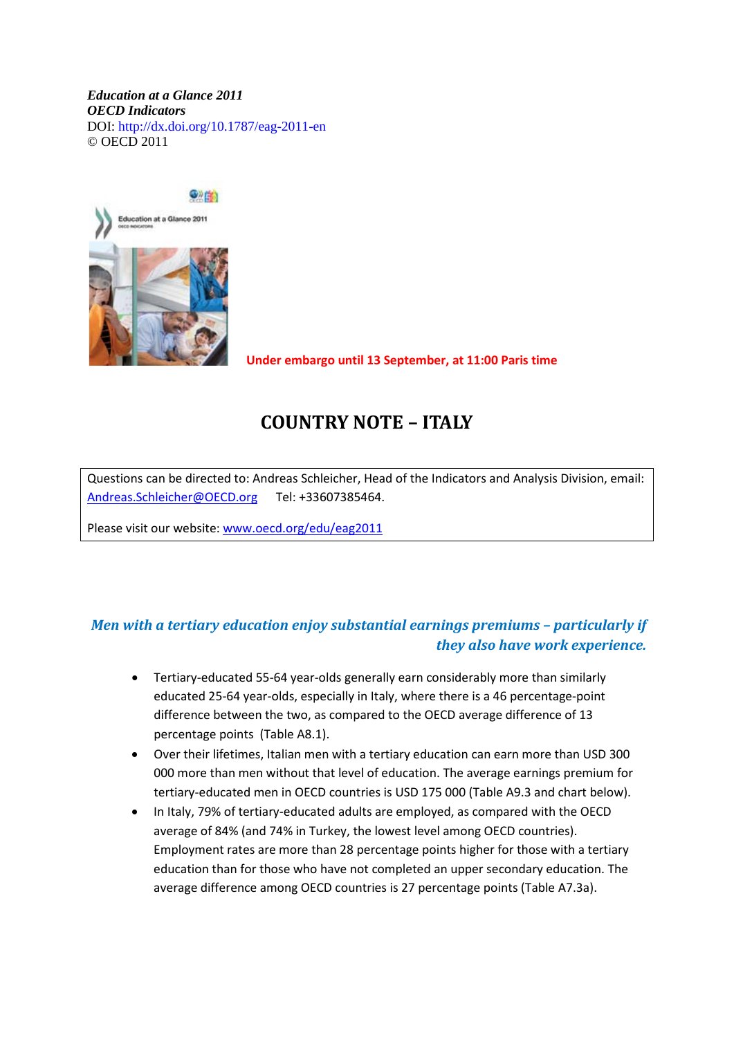***Education at a Glance 2011***
***OECD Indicators***
DOI: http://dx.doi.org/10.1787/eag-2011-en
© OECD 2011

**Under embargo until 13 September, at 11:00 Paris time**

# COUNTRY NOTE – ITALY

Questions can be directed to: Andreas Schleicher, Head of the Indicators and Analysis Division, email: Andreas.Schleicher@OECD.org Tel: +33607385464.

Please visit our website: www.oecd.org/edu/eag2011

## *Men with a tertiary education enjoy substantial earnings premiums – particularly if they also have work experience.*

- Tertiary-educated 55-64 year-olds generally earn considerably more than similarly educated 25-64 year-olds, especially in Italy, where there is a 46 percentage-point difference between the two, as compared to the OECD average difference of 13 percentage points (Table A8.1).
- Over their lifetimes, Italian men with a tertiary education can earn more than USD 300 000 more than men without that level of education. The average earnings premium for tertiary-educated men in OECD countries is USD 175 000 (Table A9.3 and chart below).
- In Italy, 79% of tertiary-educated adults are employed, as compared with the OECD average of 84% (and 74% in Turkey, the lowest level among OECD countries). Employment rates are more than 28 percentage points higher for those with a tertiary education than for those who have not completed an upper secondary education. The average difference among OECD countries is 27 percentage points (Table A7.3a).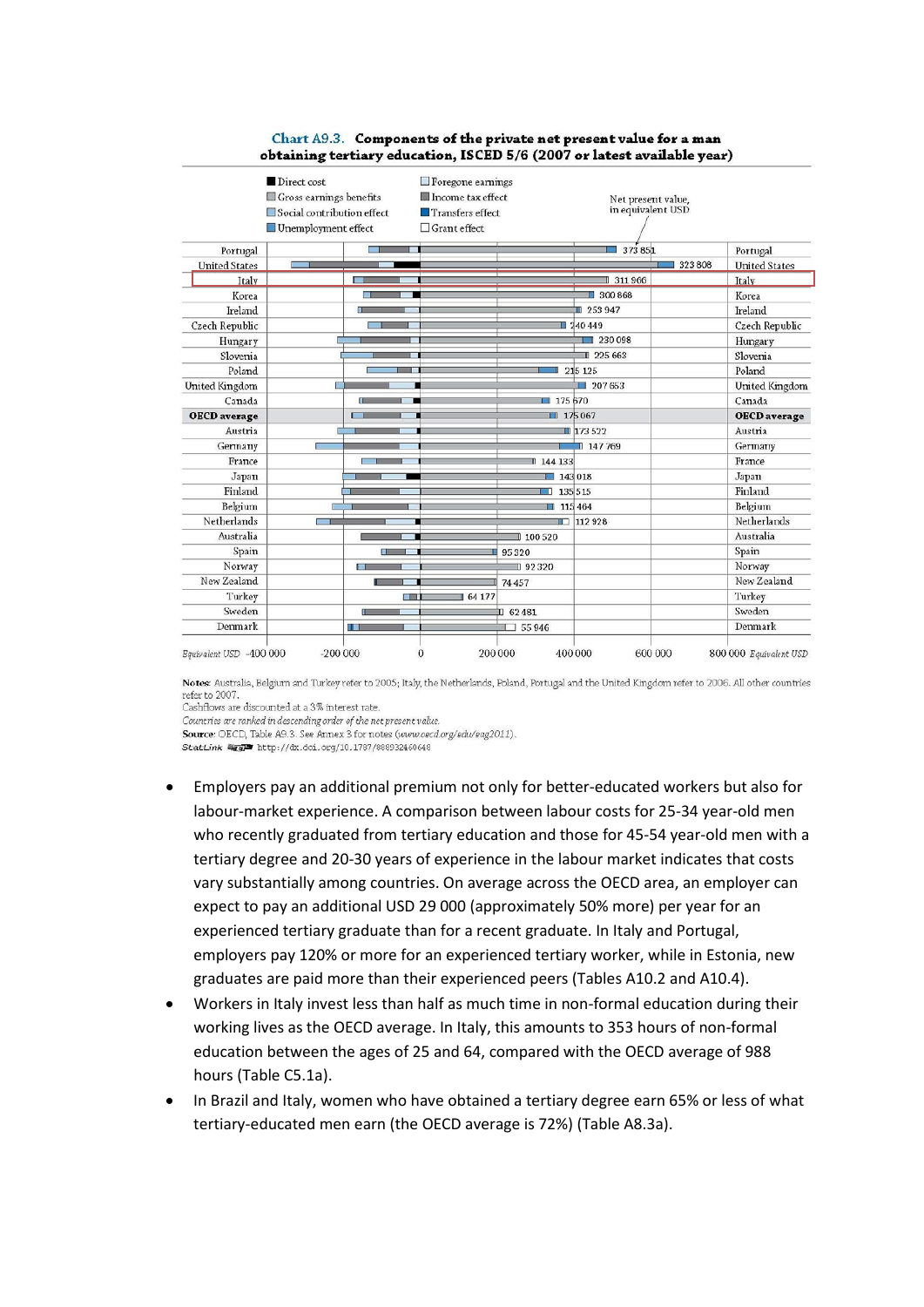**Chart A9.3. Components of the private net present value for a man obtaining tertiary education, ISCED 5/6 (2007 or latest available year)**

Legend: Direct cost; Gross earnings benefits; Social contribution effect; Unemployment effect; Foregone earnings; Income tax effect; Transfers effect; Grant effect. Net present value, in equivalent USD.

| Country | Net present value (equivalent USD) |
|---|---|
| Portugal | 373 851 |
| United States | 323 808 |
| Italy | 311 966 |
| Korea | 300 868 |
| Ireland | 253 947 |
| Czech Republic | 240 449 |
| Hungary | 230 098 |
| Slovenia | 225 663 |
| Poland | 215 125 |
| United Kingdom | 207 653 |
| Canada | 175 670 |
| **OECD average** | 175 067 |
| Austria | 173 522 |
| Germany | 147 769 |
| France | 144 133 |
| Japan | 143 018 |
| Finland | 135 515 |
| Belgium | 115 464 |
| Netherlands | 112 928 |
| Australia | 100 520 |
| Spain | 95 320 |
| Norway | 92 320 |
| New Zealand | 74 457 |
| Turkey | 64 177 |
| Sweden | 62 481 |
| Denmark | 55 946 |

Equivalent USD: -400 000, -200 000, 0, 200 000, 400 000, 600 000, 800 000

**Notes:** Australia, Belgium and Turkey refer to 2005; Italy, the Netherlands, Poland, Portugal and the United Kingdom refer to 2006. All other countries refer to 2007.
Cashflows are discounted at a 3% interest rate.
*Countries are ranked in descending order of the net present value.*
**Source:** OECD, Table A9.3. See Annex 3 for notes (*www.oecd.org/edu/eag2011*).
StatLink http://dx.doi.org/10.1787/888932460648

- Employers pay an additional premium not only for better-educated workers but also for labour-market experience. A comparison between labour costs for 25-34 year-old men who recently graduated from tertiary education and those for 45-54 year-old men with a tertiary degree and 20-30 years of experience in the labour market indicates that costs vary substantially among countries. On average across the OECD area, an employer can expect to pay an additional USD 29 000 (approximately 50% more) per year for an experienced tertiary graduate than for a recent graduate. In Italy and Portugal, employers pay 120% or more for an experienced tertiary worker, while in Estonia, new graduates are paid more than their experienced peers (Tables A10.2 and A10.4).
- Workers in Italy invest less than half as much time in non-formal education during their working lives as the OECD average. In Italy, this amounts to 353 hours of non-formal education between the ages of 25 and 64, compared with the OECD average of 988 hours (Table C5.1a).
- In Brazil and Italy, women who have obtained a tertiary degree earn 65% or less of what tertiary-educated men earn (the OECD average is 72%) (Table A8.3a).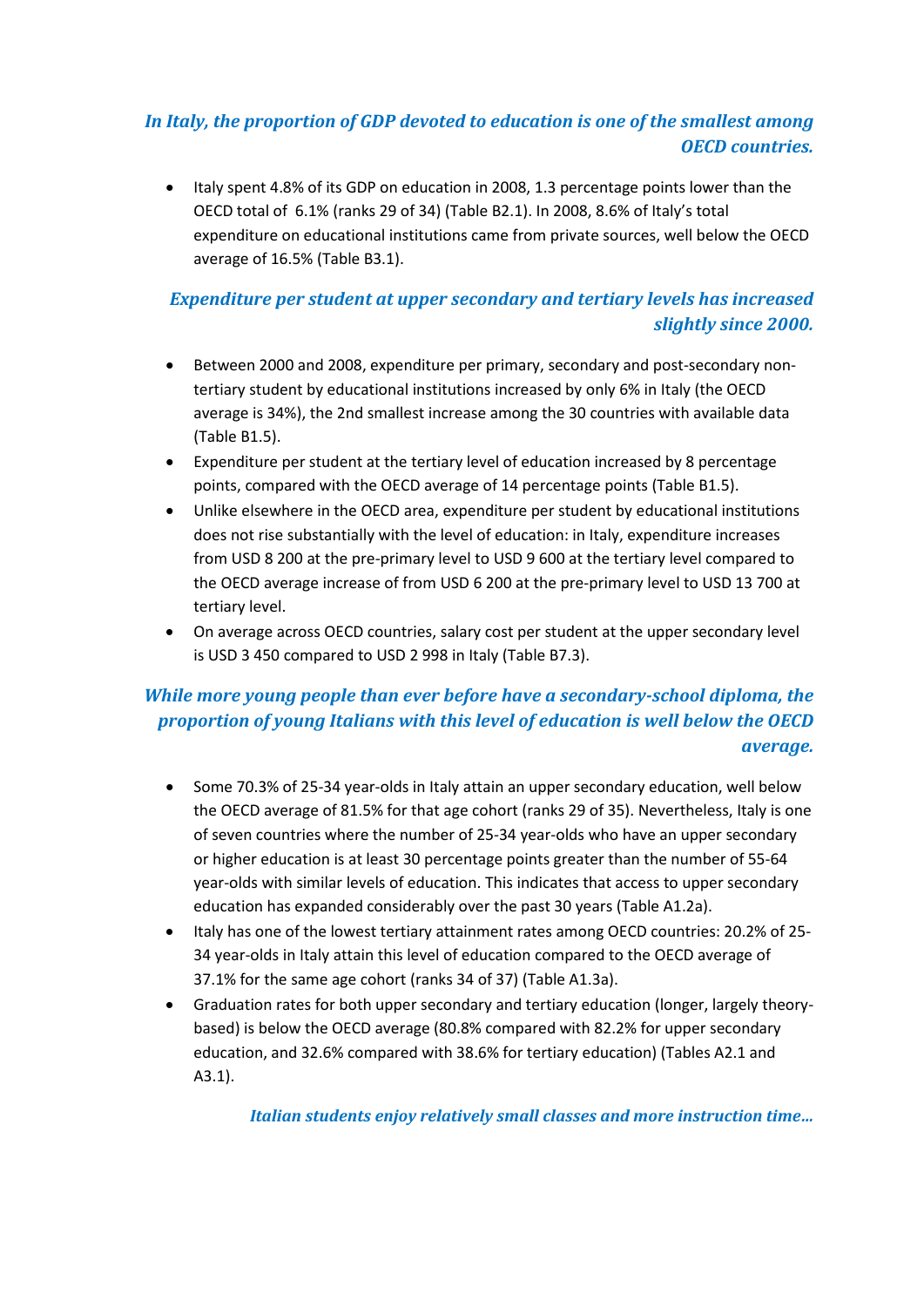## *In Italy, the proportion of GDP devoted to education is one of the smallest among OECD countries.*

- Italy spent 4.8% of its GDP on education in 2008, 1.3 percentage points lower than the OECD total of 6.1% (ranks 29 of 34) (Table B2.1). In 2008, 8.6% of Italy's total expenditure on educational institutions came from private sources, well below the OECD average of 16.5% (Table B3.1).

## *Expenditure per student at upper secondary and tertiary levels has increased slightly since 2000.*

- Between 2000 and 2008, expenditure per primary, secondary and post-secondary non-tertiary student by educational institutions increased by only 6% in Italy (the OECD average is 34%), the 2nd smallest increase among the 30 countries with available data (Table B1.5).
- Expenditure per student at the tertiary level of education increased by 8 percentage points, compared with the OECD average of 14 percentage points (Table B1.5).
- Unlike elsewhere in the OECD area, expenditure per student by educational institutions does not rise substantially with the level of education: in Italy, expenditure increases from USD 8 200 at the pre-primary level to USD 9 600 at the tertiary level compared to the OECD average increase of from USD 6 200 at the pre-primary level to USD 13 700 at tertiary level.
- On average across OECD countries, salary cost per student at the upper secondary level is USD 3 450 compared to USD 2 998 in Italy (Table B7.3).

## *While more young people than ever before have a secondary-school diploma, the proportion of young Italians with this level of education is well below the OECD average.*

- Some 70.3% of 25-34 year-olds in Italy attain an upper secondary education, well below the OECD average of 81.5% for that age cohort (ranks 29 of 35). Nevertheless, Italy is one of seven countries where the number of 25-34 year-olds who have an upper secondary or higher education is at least 30 percentage points greater than the number of 55-64 year-olds with similar levels of education. This indicates that access to upper secondary education has expanded considerably over the past 30 years (Table A1.2a).
- Italy has one of the lowest tertiary attainment rates among OECD countries: 20.2% of 25-34 year-olds in Italy attain this level of education compared to the OECD average of 37.1% for the same age cohort (ranks 34 of 37) (Table A1.3a).
- Graduation rates for both upper secondary and tertiary education (longer, largely theory-based) is below the OECD average (80.8% compared with 82.2% for upper secondary education, and 32.6% compared with 38.6% for tertiary education) (Tables A2.1 and A3.1).

## *Italian students enjoy relatively small classes and more instruction time…*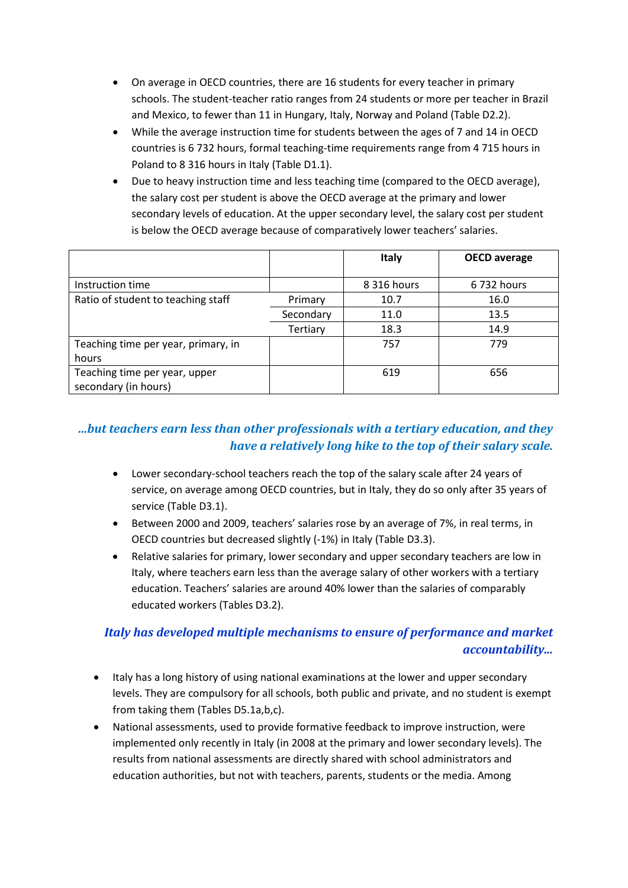- On average in OECD countries, there are 16 students for every teacher in primary schools. The student-teacher ratio ranges from 24 students or more per teacher in Brazil and Mexico, to fewer than 11 in Hungary, Italy, Norway and Poland (Table D2.2).
- While the average instruction time for students between the ages of 7 and 14 in OECD countries is 6 732 hours, formal teaching-time requirements range from 4 715 hours in Poland to 8 316 hours in Italy (Table D1.1).
- Due to heavy instruction time and less teaching time (compared to the OECD average), the salary cost per student is above the OECD average at the primary and lower secondary levels of education. At the upper secondary level, the salary cost per student is below the OECD average because of comparatively lower teachers' salaries.

| | | Italy | OECD average |
|---|---|---|---|
| Instruction time | | 8 316 hours | 6 732 hours |
| Ratio of student to teaching staff | Primary | 10.7 | 16.0 |
| | Secondary | 11.0 | 13.5 |
| | Tertiary | 18.3 | 14.9 |
| Teaching time per year, primary, in hours | | 757 | 779 |
| Teaching time per year, upper secondary (in hours) | | 619 | 656 |

### *…but teachers earn less than other professionals with a tertiary education, and they have a relatively long hike to the top of their salary scale.*

- Lower secondary-school teachers reach the top of the salary scale after 24 years of service, on average among OECD countries, but in Italy, they do so only after 35 years of service (Table D3.1).
- Between 2000 and 2009, teachers' salaries rose by an average of 7%, in real terms, in OECD countries but decreased slightly (-1%) in Italy (Table D3.3).
- Relative salaries for primary, lower secondary and upper secondary teachers are low in Italy, where teachers earn less than the average salary of other workers with a tertiary education. Teachers' salaries are around 40% lower than the salaries of comparably educated workers (Tables D3.2).

### *Italy has developed multiple mechanisms to ensure of performance and market accountability…*

- Italy has a long history of using national examinations at the lower and upper secondary levels. They are compulsory for all schools, both public and private, and no student is exempt from taking them (Tables D5.1a,b,c).
- National assessments, used to provide formative feedback to improve instruction, were implemented only recently in Italy (in 2008 at the primary and lower secondary levels). The results from national assessments are directly shared with school administrators and education authorities, but not with teachers, parents, students or the media. Among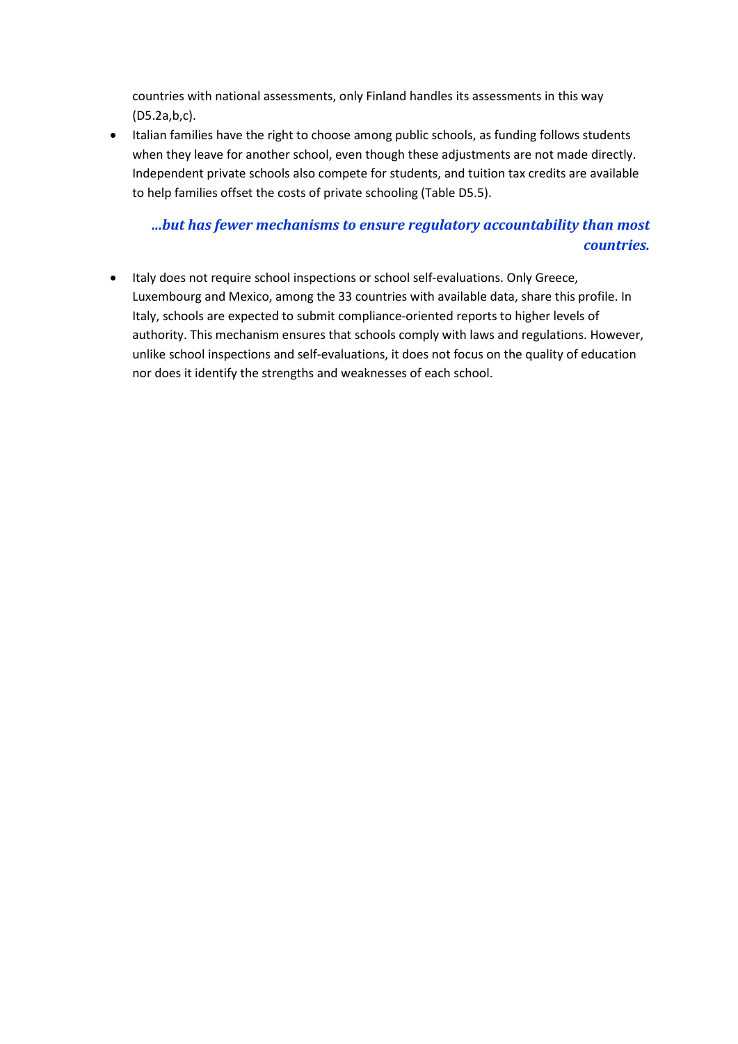countries with national assessments, only Finland handles its assessments in this way (D5.2a,b,c).

- Italian families have the right to choose among public schools, as funding follows students when they leave for another school, even though these adjustments are not made directly. Independent private schools also compete for students, and tuition tax credits are available to help families offset the costs of private schooling (Table D5.5).

### *…but has fewer mechanisms to ensure regulatory accountability than most countries.*

- Italy does not require school inspections or school self-evaluations. Only Greece, Luxembourg and Mexico, among the 33 countries with available data, share this profile. In Italy, schools are expected to submit compliance-oriented reports to higher levels of authority. This mechanism ensures that schools comply with laws and regulations. However, unlike school inspections and self-evaluations, it does not focus on the quality of education nor does it identify the strengths and weaknesses of each school.